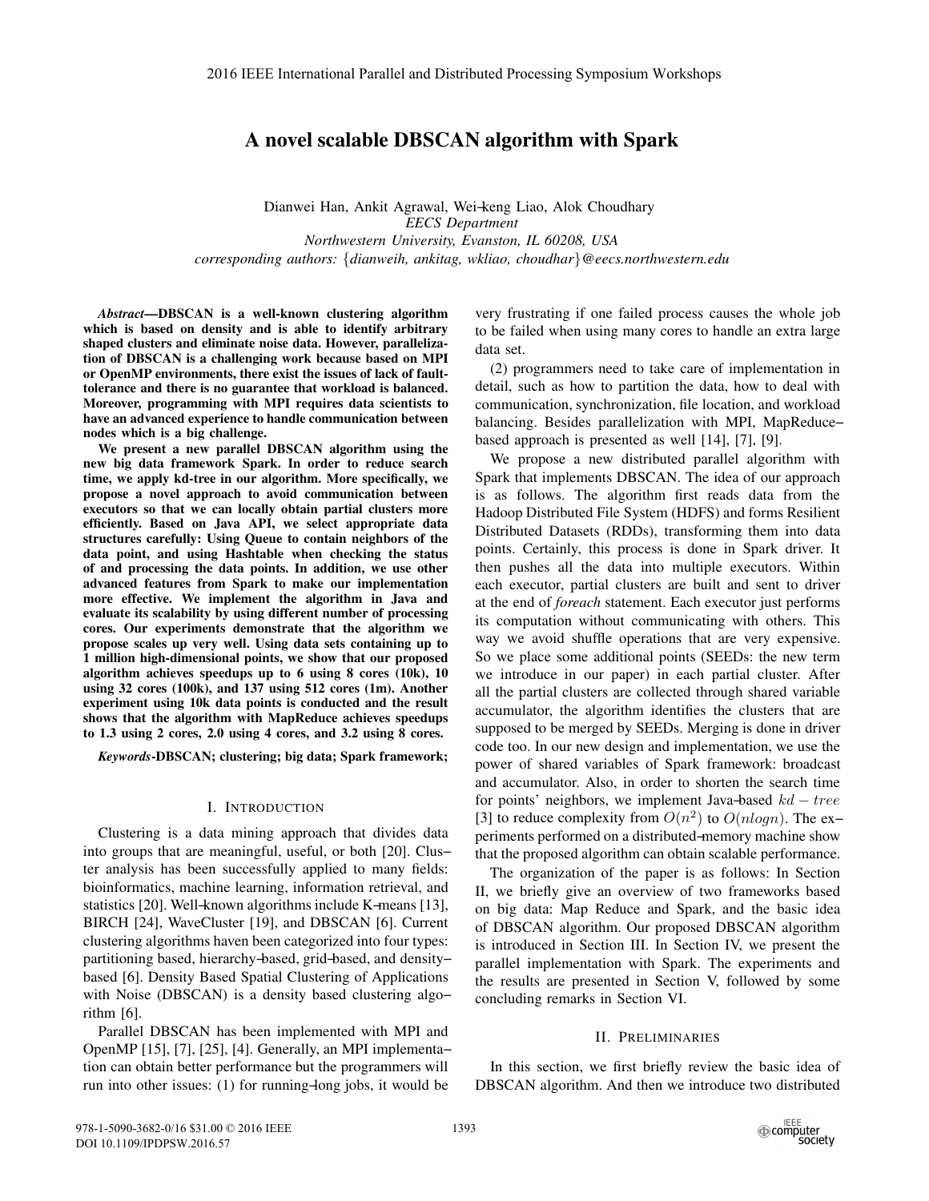# A novel scalable DBSCAN algorithm with Spark

Dianwei Han, Ankit Agrawal, Wei-keng Liao, Alok Choudhary
*EECS Department*
*Northwestern University, Evanston, IL 60208, USA*
*corresponding authors: {dianweih, ankitag, wkliao, choudhar}@eecs.northwestern.edu*

***Abstract*—DBSCAN is a well-known clustering algorithm which is based on density and is able to identify arbitrary shaped clusters and eliminate noise data. However, parallelization of DBSCAN is a challenging work because based on MPI or OpenMP environments, there exist the issues of lack of fault-tolerance and there is no guarantee that workload is balanced. Moreover, programming with MPI requires data scientists to have an advanced experience to handle communication between nodes which is a big challenge.**

**We present a new parallel DBSCAN algorithm using the new big data framework Spark. In order to reduce search time, we apply kd-tree in our algorithm. More specifically, we propose a novel approach to avoid communication between executors so that we can locally obtain partial clusters more efficiently. Based on Java API, we select appropriate data structures carefully: Using Queue to contain neighbors of the data point, and using Hashtable when checking the status of and processing the data points. In addition, we use other advanced features from Spark to make our implementation more effective. We implement the algorithm in Java and evaluate its scalability by using different number of processing cores. Our experiments demonstrate that the algorithm we propose scales up very well. Using data sets containing up to 1 million high-dimensional points, we show that our proposed algorithm achieves speedups up to 6 using 8 cores (10k), 10 using 32 cores (100k), and 137 using 512 cores (1m). Another experiment using 10k data points is conducted and the result shows that the algorithm with MapReduce achieves speedups to 1.3 using 2 cores, 2.0 using 4 cores, and 3.2 using 8 cores.**

***Keywords*-DBSCAN; clustering; big data; Spark framework;**

## I. Introduction

Clustering is a data mining approach that divides data into groups that are meaningful, useful, or both [20]. Cluster analysis has been successfully applied to many fields: bioinformatics, machine learning, information retrieval, and statistics [20]. Well-known algorithms include K-means [13], BIRCH [24], WaveCluster [19], and DBSCAN [6]. Current clustering algorithms haven been categorized into four types: partitioning based, hierarchy-based, grid-based, and density-based [6]. Density Based Spatial Clustering of Applications with Noise (DBSCAN) is a density based clustering algorithm [6].

Parallel DBSCAN has been implemented with MPI and OpenMP [15], [7], [25], [4]. Generally, an MPI implementation can obtain better performance but the programmers will run into other issues: (1) for running-long jobs, it would be very frustrating if one failed process causes the whole job to be failed when using many cores to handle an extra large data set.

(2) programmers need to take care of implementation in detail, such as how to partition the data, how to deal with communication, synchronization, file location, and workload balancing. Besides parallelization with MPI, MapReduce-based approach is presented as well [14], [7], [9].

We propose a new distributed parallel algorithm with Spark that implements DBSCAN. The idea of our approach is as follows. The algorithm first reads data from the Hadoop Distributed File System (HDFS) and forms Resilient Distributed Datasets (RDDs), transforming them into data points. Certainly, this process is done in Spark driver. It then pushes all the data into multiple executors. Within each executor, partial clusters are built and sent to driver at the end of *foreach* statement. Each executor just performs its computation without communicating with others. This way we avoid shuffle operations that are very expensive. So we place some additional points (SEEDs: the new term we introduce in our paper) in each partial cluster. After all the partial clusters are collected through shared variable accumulator, the algorithm identifies the clusters that are supposed to be merged by SEEDs. Merging is done in driver code too. In our new design and implementation, we use the power of shared variables of Spark framework: broadcast and accumulator. Also, in order to shorten the search time for points' neighbors, we implement Java-based $kd-tree$ [3] to reduce complexity from $O(n^2)$ to $O(nlogn)$. The experiments performed on a distributed-memory machine show that the proposed algorithm can obtain scalable performance.

The organization of the paper is as follows: In Section II, we briefly give an overview of two frameworks based on big data: Map Reduce and Spark, and the basic idea of DBSCAN algorithm. Our proposed DBSCAN algorithm is introduced in Section III. In Section IV, we present the parallel implementation with Spark. The experiments and the results are presented in Section V, followed by some concluding remarks in Section VI.

## II. Preliminaries

In this section, we first briefly review the basic idea of DBSCAN algorithm. And then we introduce two distributed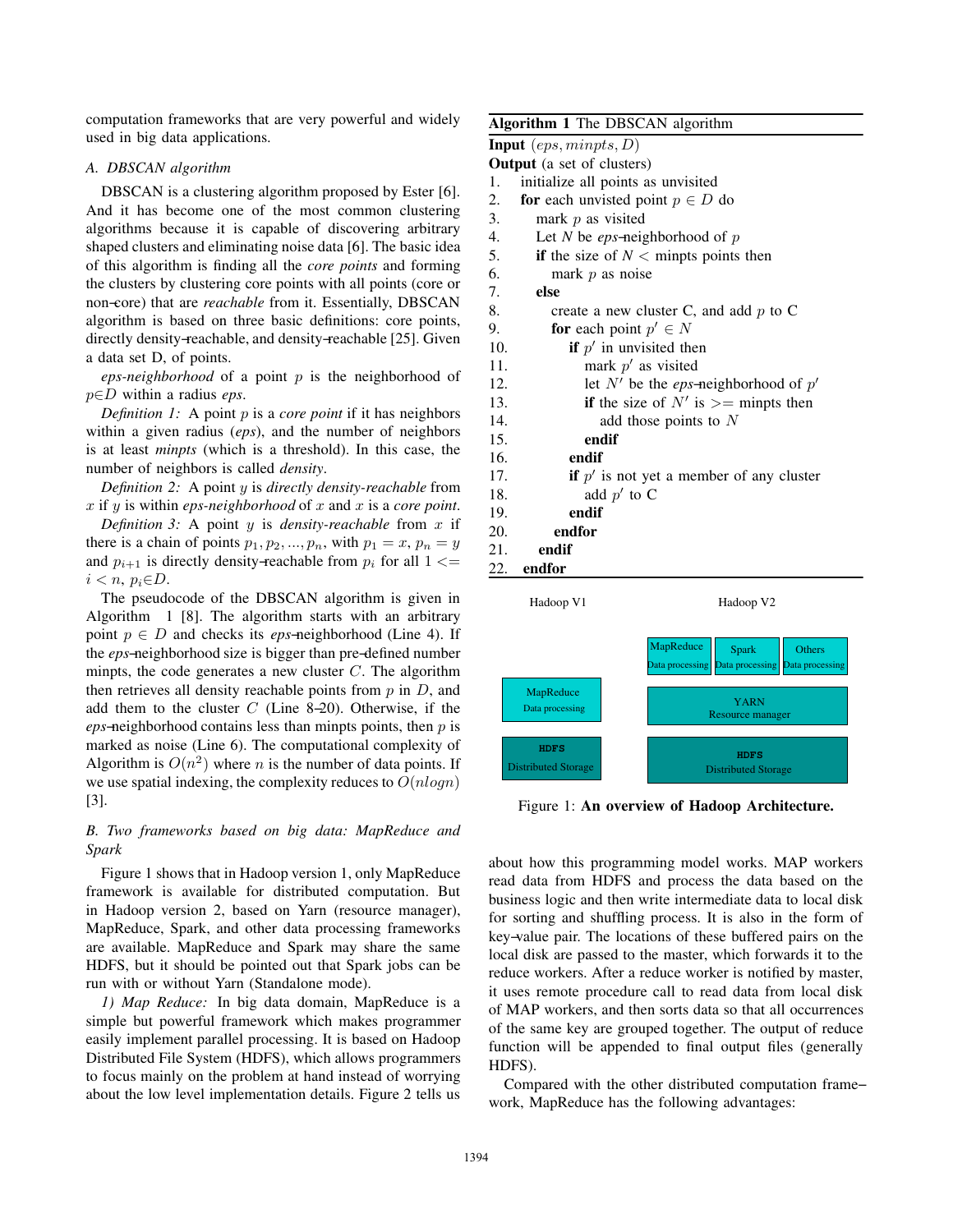computation frameworks that are very powerful and widely used in big data applications.

### A. DBSCAN algorithm

DBSCAN is a clustering algorithm proposed by Ester [6]. And it has become one of the most common clustering algorithms because it is capable of discovering arbitrary shaped clusters and eliminating noise data [6]. The basic idea of this algorithm is finding all the *core points* and forming the clusters by clustering core points with all points (core or non–core) that are *reachable* from it. Essentially, DBSCAN algorithm is based on three basic definitions: core points, directly density–reachable, and density–reachable [25]. Given a data set D, of points.

*eps-neighborhood* of a point $p$ is the neighborhood of $p \in D$ within a radius *eps*.

*Definition 1:* A point $p$ is a *core point* if it has neighbors within a given radius (*eps*), and the number of neighbors is at least *minpts* (which is a threshold). In this case, the number of neighbors is called *density*.

*Definition 2:* A point $y$ is *directly density-reachable* from $x$ if $y$ is within *eps-neighborhood* of $x$ and $x$ is a *core point*.

*Definition 3:* A point $y$ is *density-reachable* from $x$ if there is a chain of points $p_1, p_2, ..., p_n$, with $p_1 = x$, $p_n = y$ and $p_{i+1}$ is directly density–reachable from $p_i$ for all $1 <= i < n$, $p_i \in D$.

The pseudocode of the DBSCAN algorithm is given in Algorithm 1 [8]. The algorithm starts with an arbitrary point $p \in D$ and checks its *eps*–neighborhood (Line 4). If the *eps*–neighborhood size is bigger than pre–defined number minpts, the code generates a new cluster $C$. The algorithm then retrieves all density reachable points from $p$ in $D$, and add them to the cluster $C$ (Line 8–20). Otherwise, if the *eps*–neighborhood contains less than minpts points, then $p$ is marked as noise (Line 6). The computational complexity of Algorithm is $O(n^2)$ where $n$ is the number of data points. If we use spatial indexing, the complexity reduces to $O(nlogn)$ [3].

**Algorithm 1** The DBSCAN algorithm

```
Input (eps, minpts, D)
Output (a set of clusters)
1.  initialize all points as unvisited
2.  for each unvisted point p ∈ D do
3.    mark p as visited
4.    Let N be eps–neighborhood of p
5.    if the size of N < minpts points then
6.      mark p as noise
7.    else
8.      create a new cluster C, and add p to C
9.      for each point p′ ∈ N
10.       if p′ in unvisited then
11.         mark p′ as visited
12.         let N′ be the eps–neighborhood of p′
13.         if the size of N′ is >= minpts then
14.           add those points to N
15.         endif
16.       endif
17.       if p′ is not yet a member of any cluster
18.         add p′ to C
19.       endif
20.     endfor
21.   endif
22. endfor
```

### B. Two frameworks based on big data: MapReduce and Spark

Figure 1 shows that in Hadoop version 1, only MapReduce framework is available for distributed computation. But in Hadoop version 2, based on Yarn (resource manager), MapReduce, Spark, and other data processing frameworks are available. MapReduce and Spark may share the same HDFS, but it should be pointed out that Spark jobs can be run with or without Yarn (Standalone mode).

| Hadoop V1 | Hadoop V2 | | |
|---|---|---|---|
| | MapReduce Data processing | Spark Data processing | Others Data processing |
| MapReduce Data processing | YARN Resource manager | | |
| HDFS Distributed Storage | HDFS Distributed Storage | | |

Figure 1: **An overview of Hadoop Architecture.**

*1) Map Reduce:* In big data domain, MapReduce is a simple but powerful framework which makes programmer easily implement parallel processing. It is based on Hadoop Distributed File System (HDFS), which allows programmers to focus mainly on the problem at hand instead of worrying about the low level implementation details. Figure 2 tells us about how this programming model works. MAP workers read data from HDFS and process the data based on the business logic and then write intermediate data to local disk for sorting and shuffling process. It is also in the form of key–value pair. The locations of these buffered pairs on the local disk are passed to the master, which forwards it to the reduce workers. After a reduce worker is notified by master, it uses remote procedure call to read data from local disk of MAP workers, and then sorts data so that all occurrences of the same key are grouped together. The output of reduce function will be appended to final output files (generally HDFS).

Compared with the other distributed computation frame–work, MapReduce has the following advantages: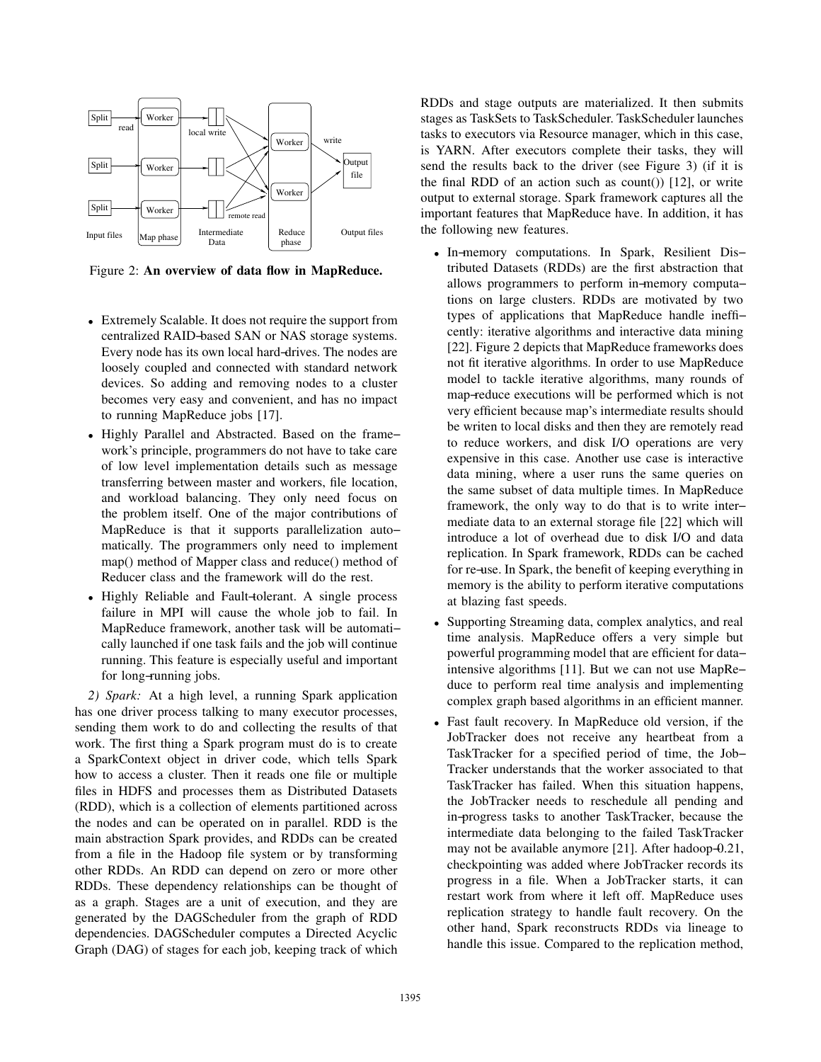Split

read

Worker

local write

Split

Worker

Split

Worker

remote read

Worker

write

Worker

Output file

Input files

Map phase

Intermediate Data

Reduce phase

Output files

Figure 2: **An overview of data flow in MapReduce.**

- Extremely Scalable. It does not require the support from centralized RAID–based SAN or NAS storage systems. Every node has its own local hard–drives. The nodes are loosely coupled and connected with standard network devices. So adding and removing nodes to a cluster becomes very easy and convenient, and has no impact to running MapReduce jobs [17].
- Highly Parallel and Abstracted. Based on the frame–work's principle, programmers do not have to take care of low level implementation details such as message transferring between master and workers, file location, and workload balancing. They only need focus on the problem itself. One of the major contributions of MapReduce is that it supports parallelization auto–matically. The programmers only need to implement map() method of Mapper class and reduce() method of Reducer class and the framework will do the rest.
- Highly Reliable and Fault–tolerant. A single process failure in MPI will cause the whole job to fail. In MapReduce framework, another task will be automati–cally launched if one task fails and the job will continue running. This feature is especially useful and important for long–running jobs.

*2) Spark:* At a high level, a running Spark application has one driver process talking to many executor processes, sending them work to do and collecting the results of that work. The first thing a Spark program must do is to create a SparkContext object in driver code, which tells Spark how to access a cluster. Then it reads one file or multiple files in HDFS and processes them as Distributed Datasets (RDD), which is a collection of elements partitioned across the nodes and can be operated on in parallel. RDD is the main abstraction Spark provides, and RDDs can be created from a file in the Hadoop file system or by transforming other RDDs. An RDD can depend on zero or more other RDDs. These dependency relationships can be thought of as a graph. Stages are a unit of execution, and they are generated by the DAGScheduler from the graph of RDD dependencies. DAGScheduler computes a Directed Acyclic Graph (DAG) of stages for each job, keeping track of which RDDs and stage outputs are materialized. It then submits stages as TaskSets to TaskScheduler. TaskScheduler launches tasks to executors via Resource manager, which in this case, is YARN. After executors complete their tasks, they will send the results back to the driver (see Figure 3) (if it is the final RDD of an action such as count()) [12], or write output to external storage. Spark framework captures all the important features that MapReduce have. In addition, it has the following new features.

- In–memory computations. In Spark, Resilient Dis–tributed Datasets (RDDs) are the first abstraction that allows programmers to perform in–memory computa–tions on large clusters. RDDs are motivated by two types of applications that MapReduce handle ineffi–cently: iterative algorithms and interactive data mining [22]. Figure 2 depicts that MapReduce frameworks does not fit iterative algorithms. In order to use MapReduce model to tackle iterative algorithms, many rounds of map–reduce executions will be performed which is not very efficient because map's intermediate results should be writen to local disks and then they are remotely read to reduce workers, and disk I/O operations are very expensive in this case. Another use case is interactive data mining, where a user runs the same queries on the same subset of data multiple times. In MapReduce framework, the only way to do that is to write inter–mediate data to an external storage file [22] which will introduce a lot of overhead due to disk I/O and data replication. In Spark framework, RDDs can be cached for re–use. In Spark, the benefit of keeping everything in memory is the ability to perform iterative computations at blazing fast speeds.
- Supporting Streaming data, complex analytics, and real time analysis. MapReduce offers a very simple but powerful programming model that are efficient for data–intensive algorithms [11]. But we can not use MapRe–duce to perform real time analysis and implementing complex graph based algorithms in an efficient manner.
- Fast fault recovery. In MapReduce old version, if the JobTracker does not receive any heartbeat from a TaskTracker for a specified period of time, the Job–Tracker understands that the worker associated to that TaskTracker has failed. When this situation happens, the JobTracker needs to reschedule all pending and in–progress tasks to another TaskTracker, because the intermediate data belonging to the failed TaskTracker may not be available anymore [21]. After hadoop–0.21, checkpointing was added where JobTracker records its progress in a file. When a JobTracker starts, it can restart work from where it left off. MapReduce uses replication strategy to handle fault recovery. On the other hand, Spark reconstructs RDDs via lineage to handle this issue. Compared to the replication method,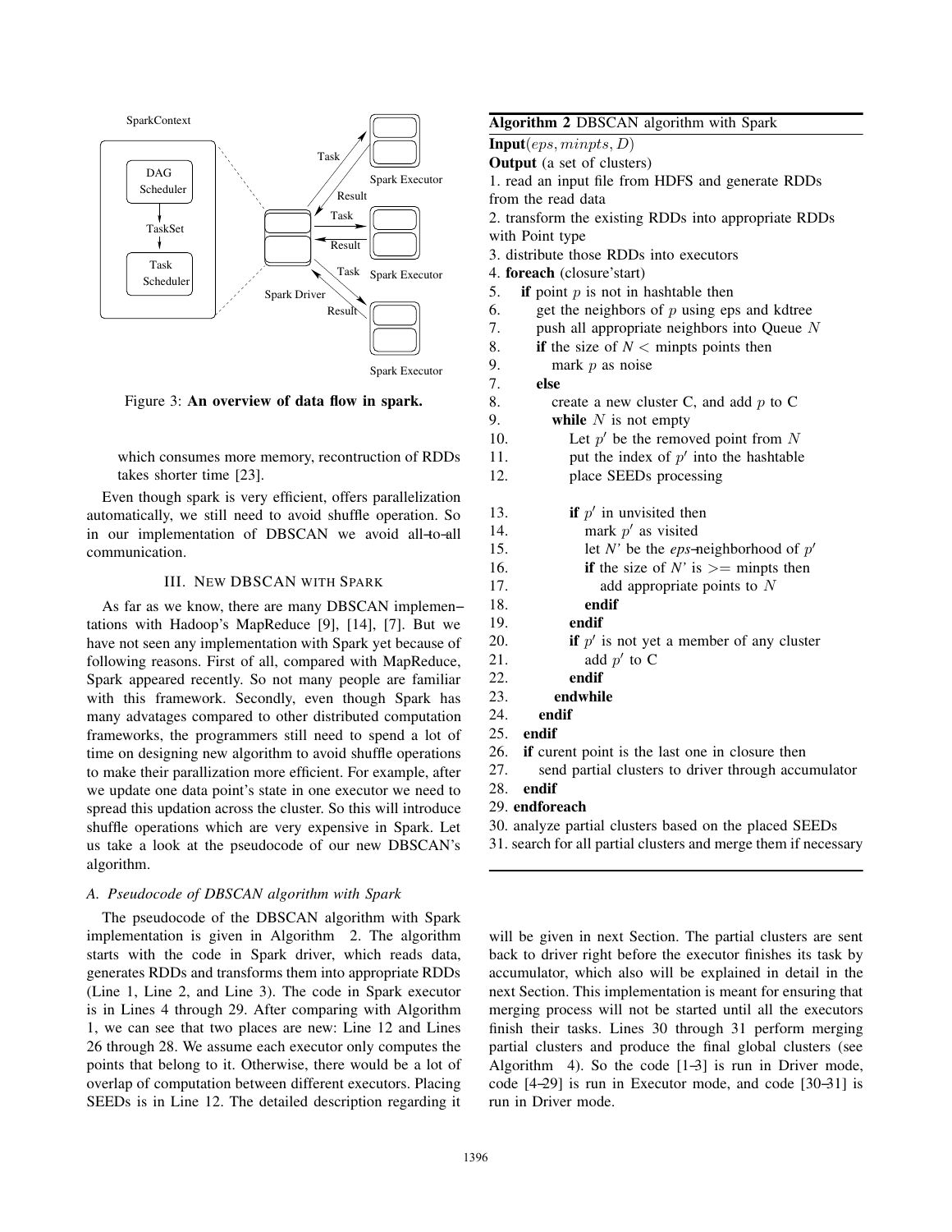Figure 3: **An overview of data flow in spark.**

which consumes more memory, recontruction of RDDs takes shorter time [23].

Even though spark is very efficient, offers parallelization automatically, we still need to avoid shuffle operation. So in our implementation of DBSCAN we avoid all–to–all communication.

## III. New DBSCAN with Spark

As far as we know, there are many DBSCAN implementations with Hadoop's MapReduce [9], [14], [7]. But we have not seen any implementation with Spark yet because of following reasons. First of all, compared with MapReduce, Spark appeared recently. So not many people are familiar with this framework. Secondly, even though Spark has many advatages compared to other distributed computation frameworks, the programmers still need to spend a lot of time on designing new algorithm to avoid shuffle operations to make their parallization more efficient. For example, after we update one data point's state in one executor we need to spread this updation across the cluster. So this will introduce shuffle operations which are very expensive in Spark. Let us take a look at the pseudocode of our new DBSCAN's algorithm.

### *A. Pseudocode of DBSCAN algorithm with Spark*

The pseudocode of the DBSCAN algorithm with Spark implementation is given in Algorithm 2. The algorithm starts with the code in Spark driver, which reads data, generates RDDs and transforms them into appropriate RDDs (Line 1, Line 2, and Line 3). The code in Spark executor is in Lines 4 through 29. After comparing with Algorithm 1, we can see that two places are new: Line 12 and Lines 26 through 28. We assume each executor only computes the points that belong to it. Otherwise, there would be a lot of overlap of computation between different executors. Placing SEEDs is in Line 12. The detailed description regarding it

**Algorithm 2** DBSCAN algorithm with Spark

```
Input(eps, minpts, D)
Output (a set of clusters)
1. read an input file from HDFS and generate RDDs
from the read data
2. transform the existing RDDs into appropriate RDDs
with Point type
3. distribute those RDDs into executors
4. foreach (closure'start)
5.    if point p is not in hashtable then
6.       get the neighbors of p using eps and kdtree
7.       push all appropriate neighbors into Queue N
8.       if the size of N < minpts points then
9.          mark p as noise
7.       else
8.          create a new cluster C, and add p to C
9.          while N is not empty
10.            Let p' be the removed point from N
11.            put the index of p' into the hashtable
12.            place SEEDs processing

13.            if p' in unvisited then
14.               mark p' as visited
15.               let N' be the eps-neighborhood of p'
16.               if the size of N' is >= minpts then
17.                  add appropriate points to N
18.               endif
19.            endif
20.            if p' is not yet a member of any cluster
21.               add p' to C
22.            endif
23.         endwhile
24.      endif
25.   endif
26.   if curent point is the last one in closure then
27.      send partial clusters to driver through accumulator
28.   endif
29. endforeach
30. analyze partial clusters based on the placed SEEDs
31. search for all partial clusters and merge them if necessary
```

will be given in next Section. The partial clusters are sent back to driver right before the executor finishes its task by accumulator, which also will be explained in detail in the next Section. This implementation is meant for ensuring that merging process will not be started until all the executors finish their tasks. Lines 30 through 31 perform merging partial clusters and produce the final global clusters (see Algorithm 4). So the code [1–3] is run in Driver mode, code [4–29] is run in Executor mode, and code [30–31] is run in Driver mode.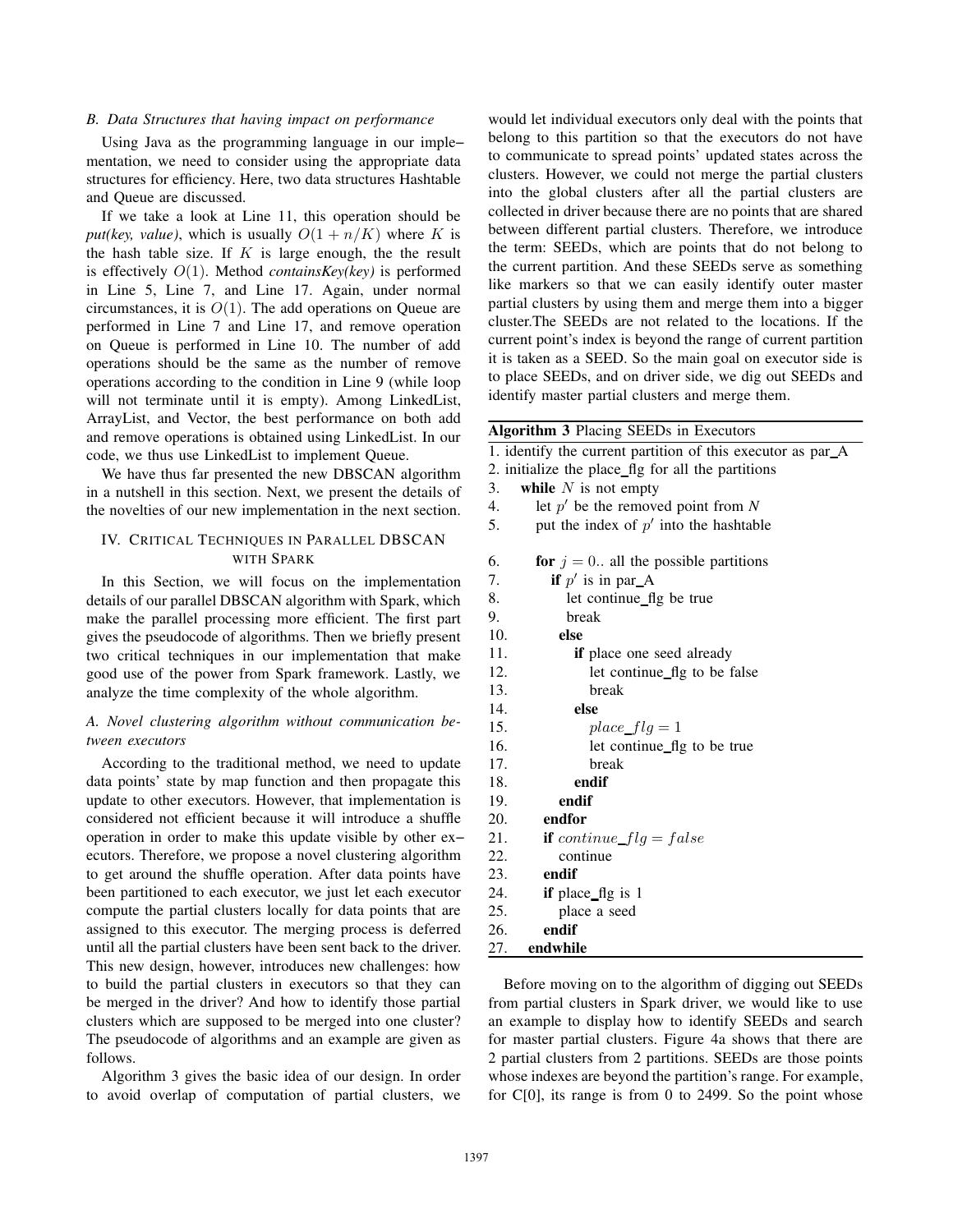### B. Data Structures that having impact on performance

Using Java as the programming language in our implementation, we need to consider using the appropriate data structures for efficiency. Here, two data structures Hashtable and Queue are discussed.

If we take a look at Line 11, this operation should be *put(key, value)*, which is usually $O(1 + n/K)$ where $K$ is the hash table size. If $K$ is large enough, the the result is effectively $O(1)$. Method *containsKey(key)* is performed in Line 5, Line 7, and Line 17. Again, under normal circumstances, it is $O(1)$. The add operations on Queue are performed in Line 7 and Line 17, and remove operation on Queue is performed in Line 10. The number of add operations should be the same as the number of remove operations according to the condition in Line 9 (while loop will not terminate until it is empty). Among LinkedList, ArrayList, and Vector, the best performance on both add and remove operations is obtained using LinkedList. In our code, we thus use LinkedList to implement Queue.

We have thus far presented the new DBSCAN algorithm in a nutshell in this section. Next, we present the details of the novelties of our new implementation in the next section.

## IV. Critical Techniques in Parallel DBSCAN with Spark

In this Section, we will focus on the implementation details of our parallel DBSCAN algorithm with Spark, which make the parallel processing more efficient. The first part gives the pseudocode of algorithms. Then we briefly present two critical techniques in our implementation that make good use of the power from Spark framework. Lastly, we analyze the time complexity of the whole algorithm.

### A. Novel clustering algorithm without communication between executors

According to the traditional method, we need to update data points' state by map function and then propagate this update to other executors. However, that implementation is considered not efficient because it will introduce a shuffle operation in order to make this update visible by other executors. Therefore, we propose a novel clustering algorithm to get around the shuffle operation. After data points have been partitioned to each executor, we just let each executor compute the partial clusters locally for data points that are assigned to this executor. The merging process is deferred until all the partial clusters have been sent back to the driver. This new design, however, introduces new challenges: how to build the partial clusters in executors so that they can be merged in the driver? And how to identify those partial clusters which are supposed to be merged into one cluster? The pseudocode of algorithms and an example are given as follows.

Algorithm 3 gives the basic idea of our design. In order to avoid overlap of computation of partial clusters, we would let individual executors only deal with the points that belong to this partition so that the executors do not have to communicate to spread points' updated states across the clusters. However, we could not merge the partial clusters into the global clusters after all the partial clusters are collected in driver because there are no points that are shared between different partial clusters. Therefore, we introduce the term: SEEDs, which are points that do not belong to the current partition. And these SEEDs serve as something like markers so that we can easily identify outer master partial clusters by using them and merge them into a bigger cluster.The SEEDs are not related to the locations. If the current point's index is beyond the range of current partition it is taken as a SEED. So the main goal on executor side is to place SEEDs, and on driver side, we dig out SEEDs and identify master partial clusters and merge them.

**Algorithm 3** Placing SEEDs in Executors

```
1. identify the current partition of this executor as par_A
2. initialize the place_flg for all the partitions
3.    while N is not empty
4.       let p' be the removed point from N
5.       put the index of p' into the hashtable

6.       for j = 0.. all the possible partitions
7.          if p' is in par_A
8.             let continue_flg be true
9.             break
10.         else
11.            if place one seed already
12.               let continue_flg to be false
13.               break
14.            else
15.               place_flg = 1
16.               let continue_flg to be true
17.               break
18.            endif
19.         endif
20.      endfor
21.      if continue_flg = false
22.         continue
23.      endif
24.      if place_flg is 1
25.         place a seed
26.      endif
27.   endwhile
```

Before moving on to the algorithm of digging out SEEDs from partial clusters in Spark driver, we would like to use an example to display how to identify SEEDs and search for master partial clusters. Figure 4a shows that there are 2 partial clusters from 2 partitions. SEEDs are those points whose indexes are beyond the partition's range. For example, for C[0], its range is from 0 to 2499. So the point whose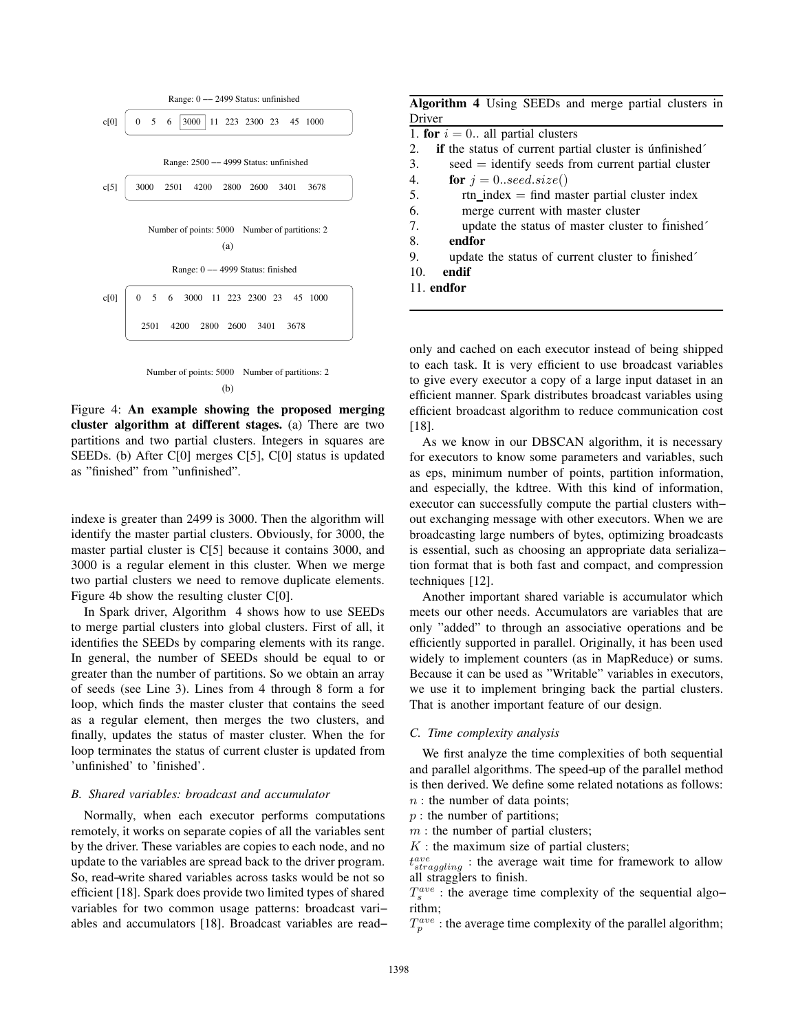Range: 0 –– 2499 Status: unfinished

c[0]: 0 5 6 [3000] 11 223 2300 23 45 1000

Range: 2500 –– 4999 Status: unfinished

c[5]: 3000 2501 4200 2800 2600 3401 3678

Number of points: 5000 Number of partitions: 2

(a)

Range: 0 –– 4999 Status: finished

c[0]: 0 5 6 3000 11 223 2300 23 45 1000 2501 4200 2800 2600 3401 3678

Number of points: 5000 Number of partitions: 2

(b)

Figure 4: **An example showing the proposed merging cluster algorithm at different stages.** (a) There are two partitions and two partial clusters. Integers in squares are SEEDs. (b) After C[0] merges C[5], C[0] status is updated as "finished" from "unfinished".

indexe is greater than 2499 is 3000. Then the algorithm will identify the master partial clusters. Obviously, for 3000, the master partial cluster is C[5] because it contains 3000, and 3000 is a regular element in this cluster. When we merge two partial clusters we need to remove duplicate elements. Figure 4b show the resulting cluster C[0].

In Spark driver, Algorithm 4 shows how to use SEEDs to merge partial clusters into global clusters. First of all, it identifies the SEEDs by comparing elements with its range. In general, the number of SEEDs should be equal to or greater than the number of partitions. So we obtain an array of seeds (see Line 3). Lines from 4 through 8 form a for loop, which finds the master cluster that contains the seed as a regular element, then merges the two clusters, and finally, updates the status of master cluster. When the for loop terminates the status of current cluster is updated from 'unfinished' to 'finished'.

### B. Shared variables: broadcast and accumulator

Normally, when each executor performs computations remotely, it works on separate copies of all the variables sent by the driver. These variables are copies to each node, and no update to the variables are spread back to the driver program. So, read–write shared variables across tasks would be not so efficient [18]. Spark does provide two limited types of shared variables for two common usage patterns: broadcast variables and accumulators [18]. Broadcast variables are read–only and cached on each executor instead of being shipped to each task. It is very efficient to use broadcast variables to give every executor a copy of a large input dataset in an efficient manner. Spark distributes broadcast variables using efficient broadcast algorithm to reduce communication cost [18].

**Algorithm 4** Using SEEDs and merge partial clusters in Driver

```
1. for i = 0.. all partial clusters
2.   if the status of current partial cluster is 'unfinished'
3.     seed = identify seeds from current partial cluster
4.     for j = 0..seed.size()
5.       rtn_index = find master partial cluster index
6.       merge current with master cluster
7.       update the status of master cluster to 'finished'
8.     endfor
9.     update the status of current cluster to 'finished'
10.  endif
11. endfor
```

As we know in our DBSCAN algorithm, it is necessary for executors to know some parameters and variables, such as eps, minimum number of points, partition information, and especially, the kdtree. With this kind of information, executor can successfully compute the partial clusters with–out exchanging message with other executors. When we are broadcasting large numbers of bytes, optimizing broadcasts is essential, such as choosing an appropriate data serializa–tion format that is both fast and compact, and compression techniques [12].

Another important shared variable is accumulator which meets our other needs. Accumulators are variables that are only "added" to through an associative operations and be efficiently supported in parallel. Originally, it has been used widely to implement counters (as in MapReduce) or sums. Because it can be used as "Writable" variables in executors, we use it to implement bringing back the partial clusters. That is another important feature of our design.

### C. Time complexity analysis

We first analyze the time complexities of both sequential and parallel algorithms. The speed–up of the parallel method is then derived. We define some related notations as follows:

$n$ : the number of data points;
$p$ : the number of partitions;
$m$ : the number of partial clusters;
$K$ : the maximum size of partial clusters;
$t^{ave}_{straggling}$ : the average wait time for framework to allow all stragglers to finish.
$T^{ave}_{s}$ : the average time complexity of the sequential algo–rithm;
$T^{ave}_{p}$ : the average time complexity of the parallel algorithm;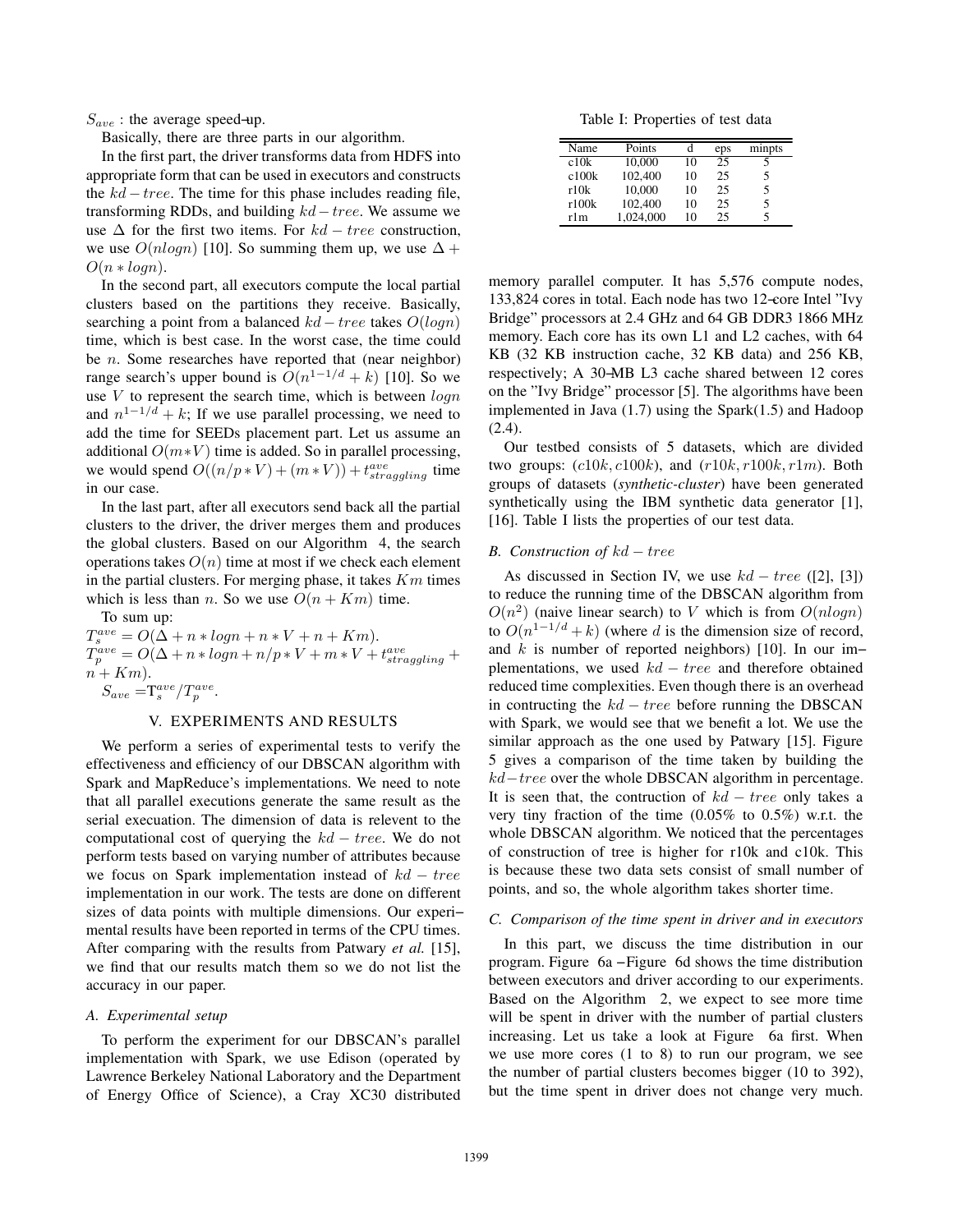$S_{ave}$ : the average speed–up.

Basically, there are three parts in our algorithm.

In the first part, the driver transforms data from HDFS into appropriate form that can be used in executors and constructs the $kd-tree$. The time for this phase includes reading file, transforming RDDs, and building $kd-tree$. We assume we use $\Delta$ for the first two items. For $kd-tree$ construction, we use $O(nlogn)$ [10]. So summing them up, we use $\Delta + O(n * logn)$.

In the second part, all executors compute the local partial clusters based on the partitions they receive. Basically, searching a point from a balanced $kd-tree$ takes $O(logn)$ time, which is best case. In the worst case, the time could be $n$. Some researches have reported that (near neighbor) range search's upper bound is $O(n^{1-1/d} + k)$ [10]. So we use $V$ to represent the search time, which is between $logn$ and $n^{1-1/d} + k$; If we use parallel processing, we need to add the time for SEEDs placement part. Let us assume an additional $O(m*V)$ time is added. So in parallel processing, we would spend $O((n/p*V) + (m*V)) + t^{ave}_{straggling}$ time in our case.

In the last part, after all executors send back all the partial clusters to the driver, the driver merges them and produces the global clusters. Based on our Algorithm 4, the search operations takes $O(n)$ time at most if we check each element in the partial clusters. For merging phase, it takes $Km$ times which is less than $n$. So we use $O(n + Km)$ time.

To sum up:

$T^{ave}_{s} = O(\Delta + n * logn + n * V + n + Km)$.

$T^{ave}_{p} = O(\Delta + n * logn + n/p * V + m * V + t^{ave}_{straggling} + n + Km)$.

$S_{ave} = T^{ave}_{s}/T^{ave}_{p}$.

## V. EXPERIMENTS AND RESULTS

We perform a series of experimental tests to verify the effectiveness and efficiency of our DBSCAN algorithm with Spark and MapReduce's implementations. We need to note that all parallel executions generate the same result as the serial execuation. The dimension of data is relevent to the computational cost of querying the $kd-tree$. We do not perform tests based on varying number of attributes because we focus on Spark implementation instead of $kd-tree$ implementation in our work. The tests are done on different sizes of data points with multiple dimensions. Our experimental results have been reported in terms of the CPU times. After comparing with the results from Patwary *et al.* [15], we find that our results match them so we do not list the accuracy in our paper.

### A. Experimental setup

To perform the experiment for our DBSCAN's parallel implementation with Spark, we use Edison (operated by Lawrence Berkeley National Laboratory and the Department of Energy Office of Science), a Cray XC30 distributed memory parallel computer. It has 5,576 compute nodes, 133,824 cores in total. Each node has two 12-core Intel "Ivy Bridge" processors at 2.4 GHz and 64 GB DDR3 1866 MHz memory. Each core has its own L1 and L2 caches, with 64 KB (32 KB instruction cache, 32 KB data) and 256 KB, respectively; A 30-MB L3 cache shared between 12 cores on the "Ivy Bridge" processor [5]. The algorithms have been implemented in Java (1.7) using the Spark(1.5) and Hadoop (2.4).

Table I: Properties of test data

| Name | Points | d | eps | minpts |
|---|---|---|---|---|
| c10k | 10,000 | 10 | 25 | 5 |
| c100k | 102,400 | 10 | 25 | 5 |
| r10k | 10,000 | 10 | 25 | 5 |
| r100k | 102,400 | 10 | 25 | 5 |
| r1m | 1,024,000 | 10 | 25 | 5 |

Our testbed consists of 5 datasets, which are divided two groups: $(c10k, c100k)$, and $(r10k, r100k, r1m)$. Both groups of datasets (*synthetic-cluster*) have been generated synthetically using the IBM synthetic data generator [1], [16]. Table I lists the properties of our test data.

### B. Construction of $kd-tree$

As discussed in Section IV, we use $kd-tree$ ([2], [3]) to reduce the running time of the DBSCAN algorithm from $O(n^2)$ (naive linear search) to $V$ which is from $O(nlogn)$ to $O(n^{1-1/d} + k)$ (where $d$ is the dimension size of record, and $k$ is number of reported neighbors) [10]. In our implementations, we used $kd-tree$ and therefore obtained reduced time complexities. Even though there is an overhead in contructing the $kd-tree$ before running the DBSCAN with Spark, we would see that we benefit a lot. We use the similar approach as the one used by Patwary [15]. Figure 5 gives a comparison of the time taken by building the $kd-tree$ over the whole DBSCAN algorithm in percentage. It is seen that, the contruction of $kd-tree$ only takes a very tiny fraction of the time (0.05% to 0.5%) w.r.t. the whole DBSCAN algorithm. We noticed that the percentages of construction of tree is higher for r10k and c10k. This is because these two data sets consist of small number of points, and so, the whole algorithm takes shorter time.

### C. Comparison of the time spent in driver and in executors

In this part, we discuss the time distribution in our program. Figure 6a –Figure 6d shows the time distribution between executors and driver according to our experiments. Based on the Algorithm 2, we expect to see more time will be spent in driver with the number of partial clusters increasing. Let us take a look at Figure 6a first. When we use more cores (1 to 8) to run our program, we see the number of partial clusters becomes bigger (10 to 392), but the time spent in driver does not change very much.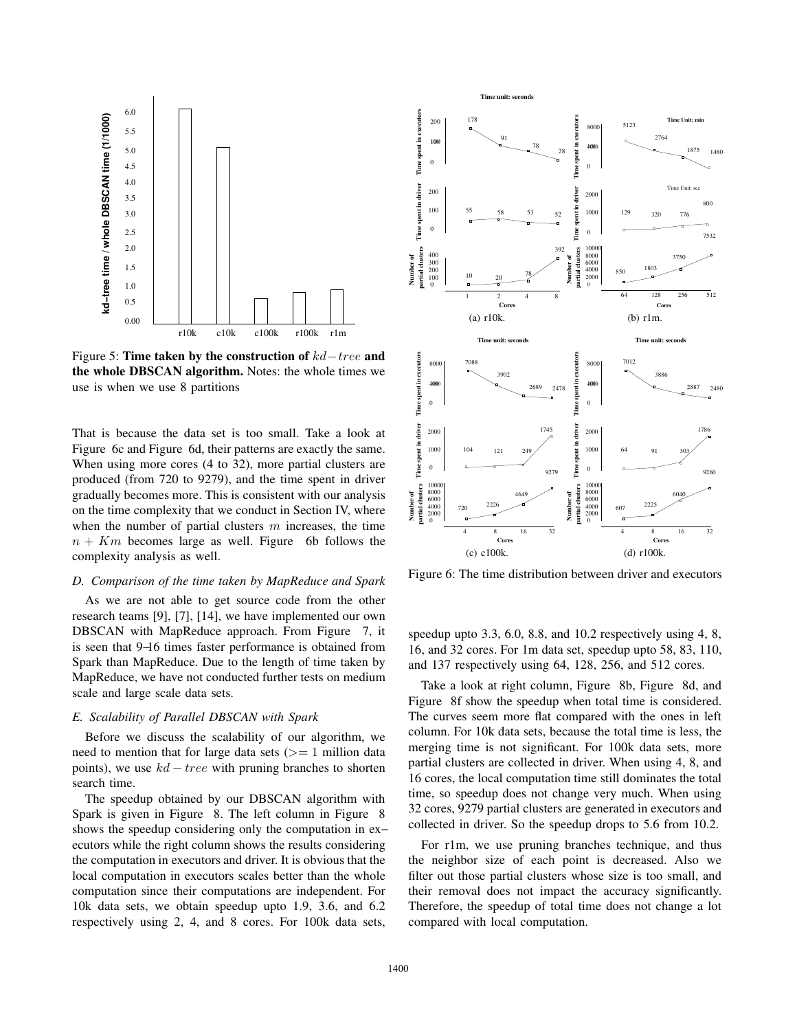Figure 5: **Time taken by the construction of $kd-tree$ and the whole DBSCAN algorithm.** Notes: the whole times we use is when we use 8 partitions

That is because the data set is too small. Take a look at Figure 6c and Figure 6d, their patterns are exactly the same. When using more cores (4 to 32), more partial clusters are produced (from 720 to 9279), and the time spent in driver gradually becomes more. This is consistent with our analysis on the time complexity that we conduct in Section IV, where when the number of partial clusters $m$ increases, the time $n + Km$ becomes large as well. Figure 6b follows the complexity analysis as well.

### D. Comparison of the time taken by MapReduce and Spark

As we are not able to get source code from the other research teams [9], [7], [14], we have implemented our own DBSCAN with MapReduce approach. From Figure 7, it is seen that 9–16 times faster performance is obtained from Spark than MapReduce. Due to the length of time taken by MapReduce, we have not conducted further tests on medium scale and large scale data sets.

### E. Scalability of Parallel DBSCAN with Spark

Before we discuss the scalability of our algorithm, we need to mention that for large data sets ($>= 1$ million data points), we use $kd-tree$ with pruning branches to shorten search time.

The speedup obtained by our DBSCAN algorithm with Spark is given in Figure 8. The left column in Figure 8 shows the speedup considering only the computation in executors while the right column shows the results considering the computation in executors and driver. It is obvious that the local computation in executors scales better than the whole computation since their computations are independent. For 10k data sets, we obtain speedup upto 1.9, 3.6, and 6.2 respectively using 2, 4, and 8 cores. For 100k data sets, speedup upto 3.3, 6.0, 8.8, and 10.2 respectively using 4, 8, 16, and 32 cores. For 1m data set, speedup upto 58, 83, 110, and 137 respectively using 64, 128, 256, and 512 cores.

Figure 6: The time distribution between driver and executors

Take a look at right column, Figure 8b, Figure 8d, and Figure 8f show the speedup when total time is considered. The curves seem more flat compared with the ones in left column. For 10k data sets, because the total time is less, the merging time is not significant. For 100k data sets, more partial clusters are collected in driver. When using 4, 8, and 16 cores, the local computation time still dominates the total time, so speedup does not change very much. When using 32 cores, 9279 partial clusters are generated in executors and collected in driver. So the speedup drops to 5.6 from 10.2.

For r1m, we use pruning branches technique, and thus the neighbor size of each point is decreased. Also we filter out those partial clusters whose size is too small, and their removal does not impact the accuracy significantly. Therefore, the speedup of total time does not change a lot compared with local computation.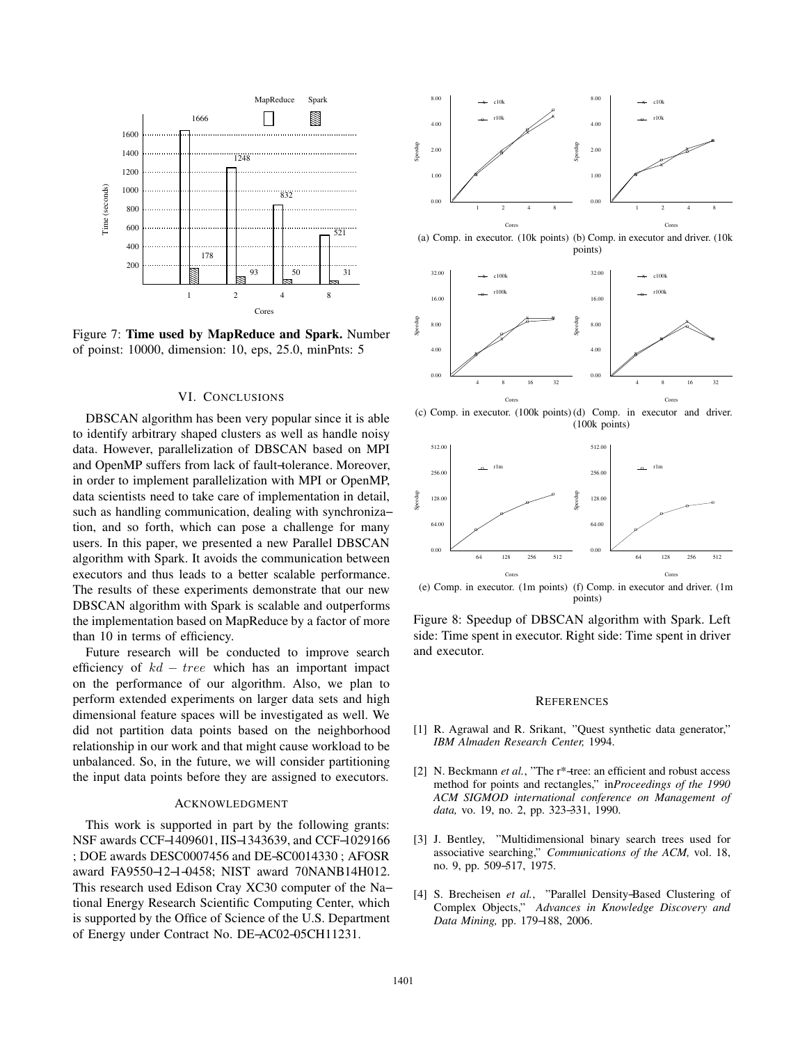Figure 7: **Time used by MapReduce and Spark.** Number of poinst: 10000, dimension: 10, eps, 25.0, minPnts: 5

## VI. Conclusions

DBSCAN algorithm has been very popular since it is able to identify arbitrary shaped clusters as well as handle noisy data. However, parallelization of DBSCAN based on MPI and OpenMP suffers from lack of fault-tolerance. Moreover, in order to implement parallelization with MPI or OpenMP, data scientists need to take care of implementation in detail, such as handling communication, dealing with synchronization, and so forth, which can pose a challenge for many users. In this paper, we presented a new Parallel DBSCAN algorithm with Spark. It avoids the communication between executors and thus leads to a better scalable performance. The results of these experiments demonstrate that our new DBSCAN algorithm with Spark is scalable and outperforms the implementation based on MapReduce by a factor of more than 10 in terms of efficiency.

Future research will be conducted to improve search efficiency of $kd-tree$ which has an important impact on the performance of our algorithm. Also, we plan to perform extended experiments on larger data sets and high dimensional feature spaces will be investigated as well. We did not partition data points based on the neighborhood relationship in our work and that might cause workload to be unbalanced. So, in the future, we will consider partitioning the input data points before they are assigned to executors.

## Acknowledgment

This work is supported in part by the following grants: NSF awards CCF-1409601, IIS-1343639, and CCF-1029166 ; DOE awards DESC0007456 and DE-SC0014330 ; AFOSR award FA9550-12-1-0458; NIST award 70NANB14H012. This research used Edison Cray XC30 computer of the National Energy Research Scientific Computing Center, which is supported by the Office of Science of the U.S. Department of Energy under Contract No. DE-AC02-05CH11231.

(a) Comp. in executor. (10k points) (b) Comp. in executor and driver. (10k points)

(c) Comp. in executor. (100k points) (d) Comp. in executor and driver. (100k points)

(e) Comp. in executor. (1m points) (f) Comp. in executor and driver. (1m points)

Figure 8: Speedup of DBSCAN algorithm with Spark. Left side: Time spent in executor. Right side: Time spent in driver and executor.

## References

[1] R. Agrawal and R. Srikant, "Quest synthetic data generator," *IBM Almaden Research Center,* 1994.

[2] N. Beckmann *et al.*, "The r*-tree: an efficient and robust access method for points and rectangles," in*Proceedings of the 1990 ACM SIGMOD international conference on Management of data,* vo. 19, no. 2, pp. 323–331, 1990.

[3] J. Bentley, "Multidimensional binary search trees used for associative searching," *Communications of the ACM,* vol. 18, no. 9, pp. 509–517, 1975.

[4] S. Brecheisen *et al.*, "Parallel Density-Based Clustering of Complex Objects," *Advances in Knowledge Discovery and Data Mining,* pp. 179–188, 2006.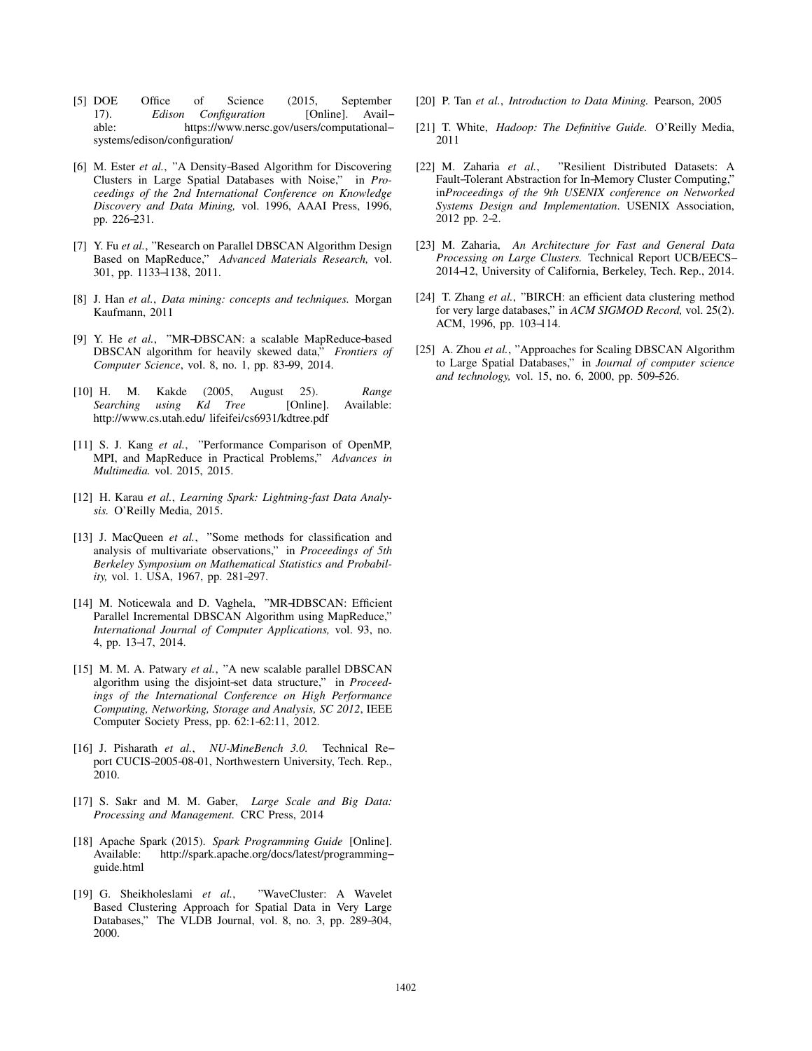[5] DOE Office of Science (2015, September 17). *Edison Configuration* [Online]. Available: https://www.nersc.gov/users/computational–systems/edison/configuration/

[6] M. Ester *et al.*, "A Density–Based Algorithm for Discovering Clusters in Large Spatial Databases with Noise," in *Proceedings of the 2nd International Conference on Knowledge Discovery and Data Mining,* vol. 1996, AAAI Press, 1996, pp. 226–231.

[7] Y. Fu *et al.*, "Research on Parallel DBSCAN Algorithm Design Based on MapReduce," *Advanced Materials Research,* vol. 301, pp. 1133–1138, 2011.

[8] J. Han *et al.*, *Data mining: concepts and techniques.* Morgan Kaufmann, 2011

[9] Y. He *et al.*, "MR–DBSCAN: a scalable MapReduce–based DBSCAN algorithm for heavily skewed data," *Frontiers of Computer Science*, vol. 8, no. 1, pp. 83–99, 2014.

[10] H. M. Kakde (2005, August 25). *Range Searching using Kd Tree* [Online]. Available: http://www.cs.utah.edu/ lifeifei/cs6931/kdtree.pdf

[11] S. J. Kang *et al.*, "Performance Comparison of OpenMP, MPI, and MapReduce in Practical Problems," *Advances in Multimedia.* vol. 2015, 2015.

[12] H. Karau *et al.*, *Learning Spark: Lightning-fast Data Analysis.* O'Reilly Media, 2015.

[13] J. MacQueen *et al.*, "Some methods for classification and analysis of multivariate observations," in *Proceedings of 5th Berkeley Symposium on Mathematical Statistics and Probability,* vol. 1. USA, 1967, pp. 281–297.

[14] M. Noticewala and D. Vaghela, "MR–IDBSCAN: Efficient Parallel Incremental DBSCAN Algorithm using MapReduce," *International Journal of Computer Applications,* vol. 93, no. 4, pp. 13–17, 2014.

[15] M. M. A. Patwary *et al.*, "A new scalable parallel DBSCAN algorithm using the disjoint–set data structure," in *Proceedings of the International Conference on High Performance Computing, Networking, Storage and Analysis, SC 2012*, IEEE Computer Society Press, pp. 62:1–62:11, 2012.

[16] J. Pisharath *et al.*, *NU-MineBench 3.0.* Technical Report CUCIS–2005-08-01, Northwestern University, Tech. Rep., 2010.

[17] S. Sakr and M. M. Gaber, *Large Scale and Big Data: Processing and Management.* CRC Press, 2014

[18] Apache Spark (2015). *Spark Programming Guide* [Online]. Available: http://spark.apache.org/docs/latest/programming–guide.html

[19] G. Sheikholeslami *et al.*, "WaveCluster: A Wavelet Based Clustering Approach for Spatial Data in Very Large Databases," The VLDB Journal, vol. 8, no. 3, pp. 289–304, 2000.

[20] P. Tan *et al.*, *Introduction to Data Mining.* Pearson, 2005

[21] T. White, *Hadoop: The Definitive Guide.* O'Reilly Media, 2011

[22] M. Zaharia *et al.*, "Resilient Distributed Datasets: A Fault–Tolerant Abstraction for In–Memory Cluster Computing," in*Proceedings of the 9th USENIX conference on Networked Systems Design and Implementation*. USENIX Association, 2012 pp. 2–2.

[23] M. Zaharia, *An Architecture for Fast and General Data Processing on Large Clusters.* Technical Report UCB/EECS–2014–12, University of California, Berkeley, Tech. Rep., 2014.

[24] T. Zhang *et al.*, "BIRCH: an efficient data clustering method for very large databases," in *ACM SIGMOD Record,* vol. 25(2). ACM, 1996, pp. 103–114.

[25] A. Zhou *et al.*, "Approaches for Scaling DBSCAN Algorithm to Large Spatial Databases," in *Journal of computer science and technology,* vol. 15, no. 6, 2000, pp. 509–526.